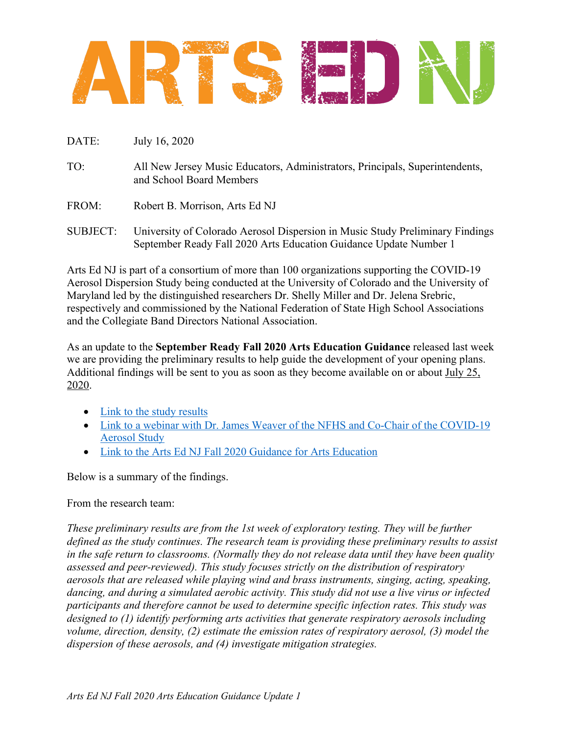# ARTS ED NJ

DATE: July 16, 2020

TO: All New Jersey Music Educators, Administrators, Principals, Superintendents, and School Board Members

FROM: Robert B. Morrison, Arts Ed NJ

SUBJECT: University of Colorado Aerosol Dispersion in Music Study Preliminary Findings September Ready Fall 2020 Arts Education Guidance Update Number 1

Arts Ed NJ is part of a consortium of more than 100 organizations supporting the COVID-19 Aerosol Dispersion Study being conducted at the University of Colorado and the University of Maryland led by the distinguished researchers Dr. Shelly Miller and Dr. Jelena Srebric, respectively and commissioned by the National Federation of State High School Associations and the Collegiate Band Directors National Association.

As an update to the **September Ready Fall 2020 Arts Education Guidance** released last week we are providing the preliminary results to help guide the development of your opening plans. Additional findings will be sent to you as soon as they become available on or about July 25, 2020.

- Link to the study results
- Link to a webinar with Dr. James Weaver of the NFHS and Co-Chair of the COVID-19 Aerosol Study
- Link to the Arts Ed NJ Fall 2020 Guidance for Arts Education

Below is a summary of the findings.

From the research team:

*These preliminary results are from the 1st week of exploratory testing. They will be further defined as the study continues. The research team is providing these preliminary results to assist in the safe return to classrooms. (Normally they do not release data until they have been quality assessed and peer-reviewed). This study focuses strictly on the distribution of respiratory aerosols that are released while playing wind and brass instruments, singing, acting, speaking, dancing, and during a simulated aerobic activity. This study did not use a live virus or infected participants and therefore cannot be used to determine specific infection rates. This study was designed to (1) identify performing arts activities that generate respiratory aerosols including volume, direction, density, (2) estimate the emission rates of respiratory aerosol, (3) model the dispersion of these aerosols, and (4) investigate mitigation strategies.*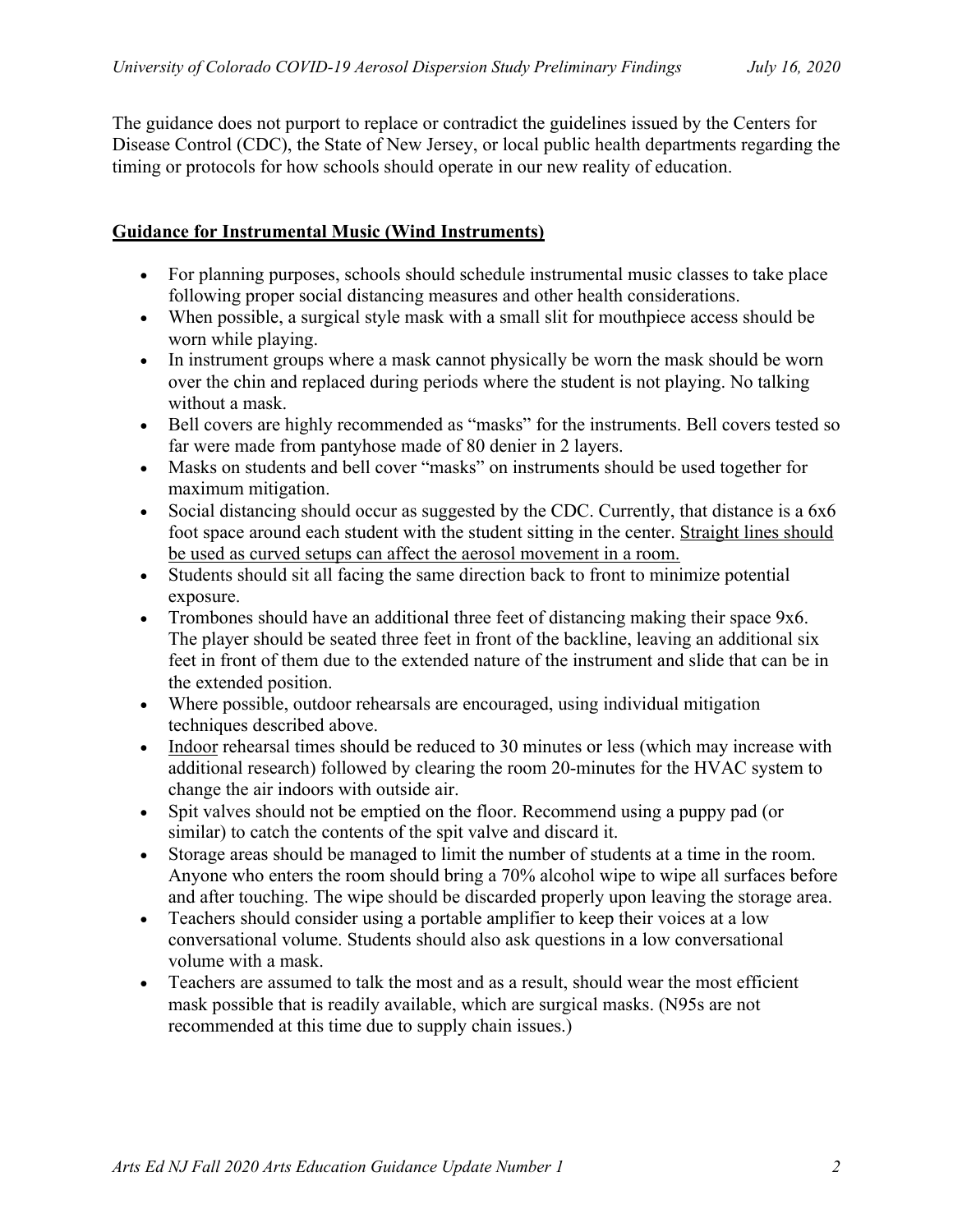The guidance does not purport to replace or contradict the guidelines issued by the Centers for Disease Control (CDC), the State of New Jersey, or local public health departments regarding the timing or protocols for how schools should operate in our new reality of education.

## Guidance for Instrumental Music (Wind Instruments)

- For planning purposes, schools should schedule instrumental music classes to take place following proper social distancing measures and other health considerations.
- When possible, a surgical style mask with a small slit for mouthpiece access should be worn while playing.
- In instrument groups where a mask cannot physically be worn the mask should be worn over the chin and replaced during periods where the student is not playing. No talking without a mask.
- Bell covers are highly recommended as "masks" for the instruments. Bell covers tested so far were made from pantyhose made of 80 denier in 2 layers.
- Masks on students and bell cover "masks" on instruments should be used together for maximum mitigation.
- Social distancing should occur as suggested by the CDC. Currently, that distance is a 6x6 foot space around each student with the student sitting in the center. <u>Straight lines should be used as curved setups can affect the aerosol movement in a room.</u>
- Students should sit all facing the same direction back to front to minimize potential exposure.
- Trombones should have an additional three feet of distancing making their space 9x6. The player should be seated three feet in front of the backline, leaving an additional six feet in front of them due to the extended nature of the instrument and slide that can be in the extended position.
- Where possible, outdoor rehearsals are encouraged, using individual mitigation techniques described above.
- <u>Indoor</u> rehearsal times should be reduced to 30 minutes or less (which may increase with additional research) followed by clearing the room 20-minutes for the HVAC system to change the air indoors with outside air.
- Spit valves should not be emptied on the floor. Recommend using a puppy pad (or similar) to catch the contents of the spit valve and discard it.
- Storage areas should be managed to limit the number of students at a time in the room. Anyone who enters the room should bring a 70% alcohol wipe to wipe all surfaces before and after touching. The wipe should be discarded properly upon leaving the storage area.
- Teachers should consider using a portable amplifier to keep their voices at a low conversational volume. Students should also ask questions in a low conversational volume with a mask.
- Teachers are assumed to talk the most and as a result, should wear the most efficient mask possible that is readily available, which are surgical masks. (N95s are not recommended at this time due to supply chain issues.)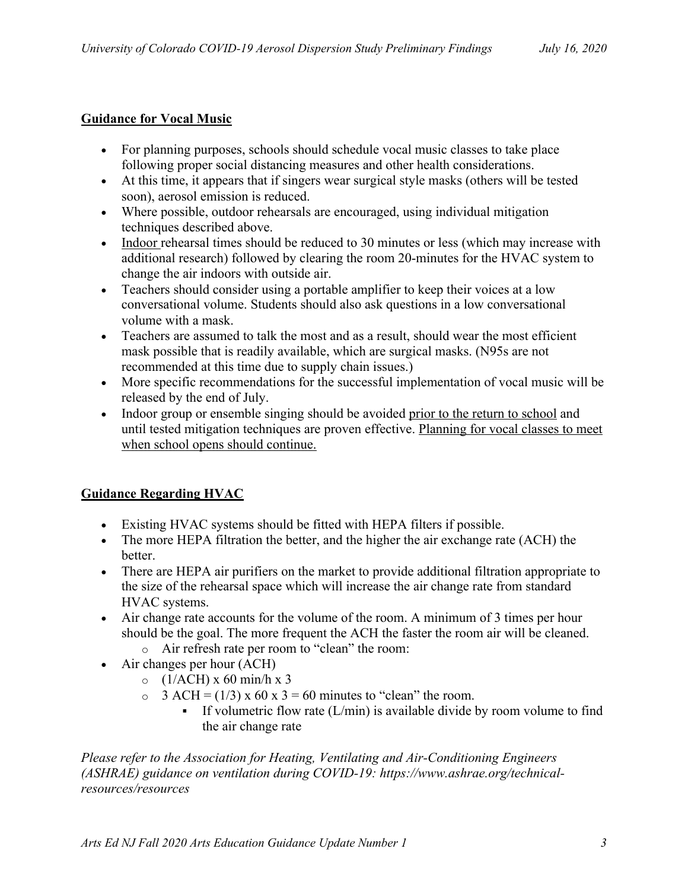## Guidance for Vocal Music

- For planning purposes, schools should schedule vocal music classes to take place following proper social distancing measures and other health considerations.
- At this time, it appears that if singers wear surgical style masks (others will be tested soon), aerosol emission is reduced.
- Where possible, outdoor rehearsals are encouraged, using individual mitigation techniques described above.
- Indoor rehearsal times should be reduced to 30 minutes or less (which may increase with additional research) followed by clearing the room 20-minutes for the HVAC system to change the air indoors with outside air.
- Teachers should consider using a portable amplifier to keep their voices at a low conversational volume. Students should also ask questions in a low conversational volume with a mask.
- Teachers are assumed to talk the most and as a result, should wear the most efficient mask possible that is readily available, which are surgical masks. (N95s are not recommended at this time due to supply chain issues.)
- More specific recommendations for the successful implementation of vocal music will be released by the end of July.
- Indoor group or ensemble singing should be avoided prior to the return to school and until tested mitigation techniques are proven effective. Planning for vocal classes to meet when school opens should continue.

## Guidance Regarding HVAC

- Existing HVAC systems should be fitted with HEPA filters if possible.
- The more HEPA filtration the better, and the higher the air exchange rate (ACH) the better.
- There are HEPA air purifiers on the market to provide additional filtration appropriate to the size of the rehearsal space which will increase the air change rate from standard HVAC systems.
- Air change rate accounts for the volume of the room. A minimum of 3 times per hour should be the goal. The more frequent the ACH the faster the room air will be cleaned.
  - Air refresh rate per room to "clean" the room:
- Air changes per hour (ACH)
  - $(1/\text{ACH}) \times 60 \text{ min/h} \times 3$
  - $3 \text{ ACH} = (1/3) \times 60 \times 3 = 60$ minutes to "clean" the room.
    - If volumetric flow rate (L/min) is available divide by room volume to find the air change rate

*Please refer to the Association for Heating, Ventilating and Air-Conditioning Engineers (ASHRAE) guidance on ventilation during COVID-19: https://www.ashrae.org/technical-resources/resources*